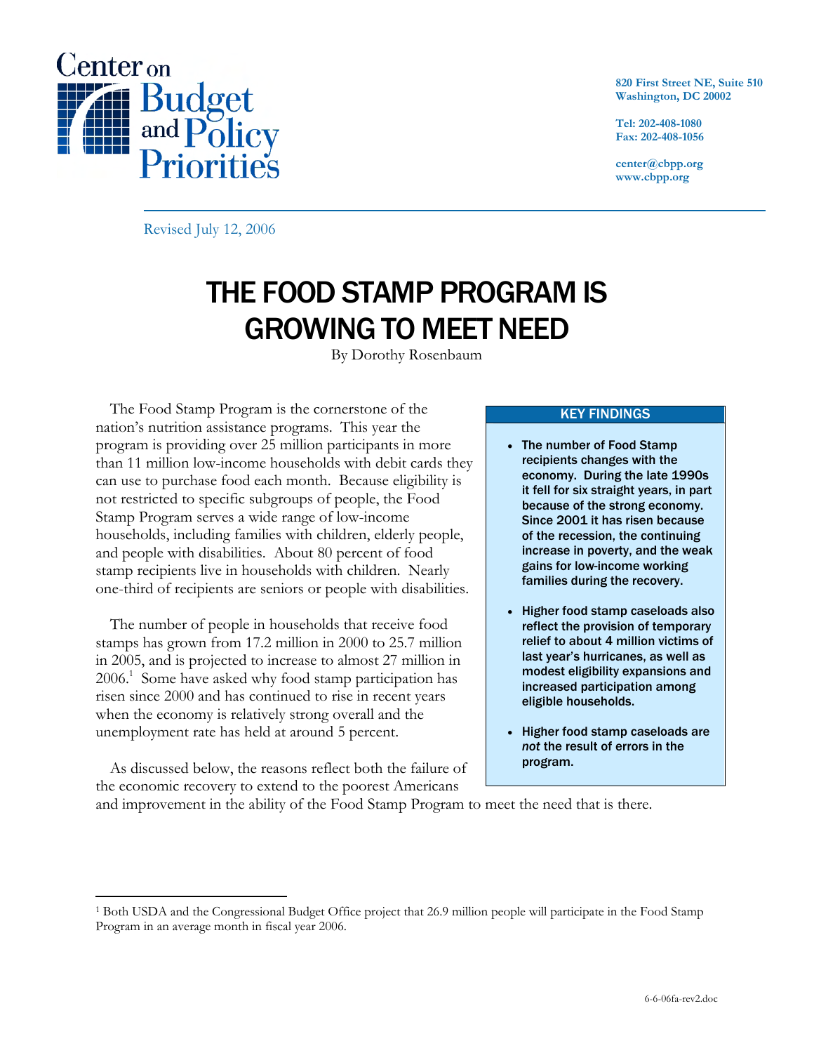Center on Budget and Policy Priorities

820 First Street NE, Suite 510
Washington, DC 20002

Tel: 202-408-1080
Fax: 202-408-1056

center@cbpp.org
www.cbpp.org

Revised July 12, 2006

# THE FOOD STAMP PROGRAM IS GROWING TO MEET NEED

By Dorothy Rosenbaum

The Food Stamp Program is the cornerstone of the nation's nutrition assistance programs. This year the program is providing over 25 million participants in more than 11 million low-income households with debit cards they can use to purchase food each month. Because eligibility is not restricted to specific subgroups of people, the Food Stamp Program serves a wide range of low-income households, including families with children, elderly people, and people with disabilities. About 80 percent of food stamp recipients live in households with children. Nearly one-third of recipients are seniors or people with disabilities.

The number of people in households that receive food stamps has grown from 17.2 million in 2000 to 25.7 million in 2005, and is projected to increase to almost 27 million in 2006.[1] Some have asked why food stamp participation has risen since 2000 and has continued to rise in recent years when the economy is relatively strong overall and the unemployment rate has held at around 5 percent.

As discussed below, the reasons reflect both the failure of the economic recovery to extend to the poorest Americans and improvement in the ability of the Food Stamp Program to meet the need that is there.

**KEY FINDINGS**

- **The number of Food Stamp recipients changes with the economy. During the late 1990s it fell for six straight years, in part because of the strong economy. Since 2001 it has risen because of the recession, the continuing increase in poverty, and the weak gains for low-income working families during the recovery.**
- **Higher food stamp caseloads also reflect the provision of temporary relief to about 4 million victims of last year's hurricanes, as well as modest eligibility expansions and increased participation among eligible households.**
- **Higher food stamp caseloads are *not* the result of errors in the program.**

[1] Both USDA and the Congressional Budget Office project that 26.9 million people will participate in the Food Stamp Program in an average month in fiscal year 2006.

6-6-06fa-rev2.doc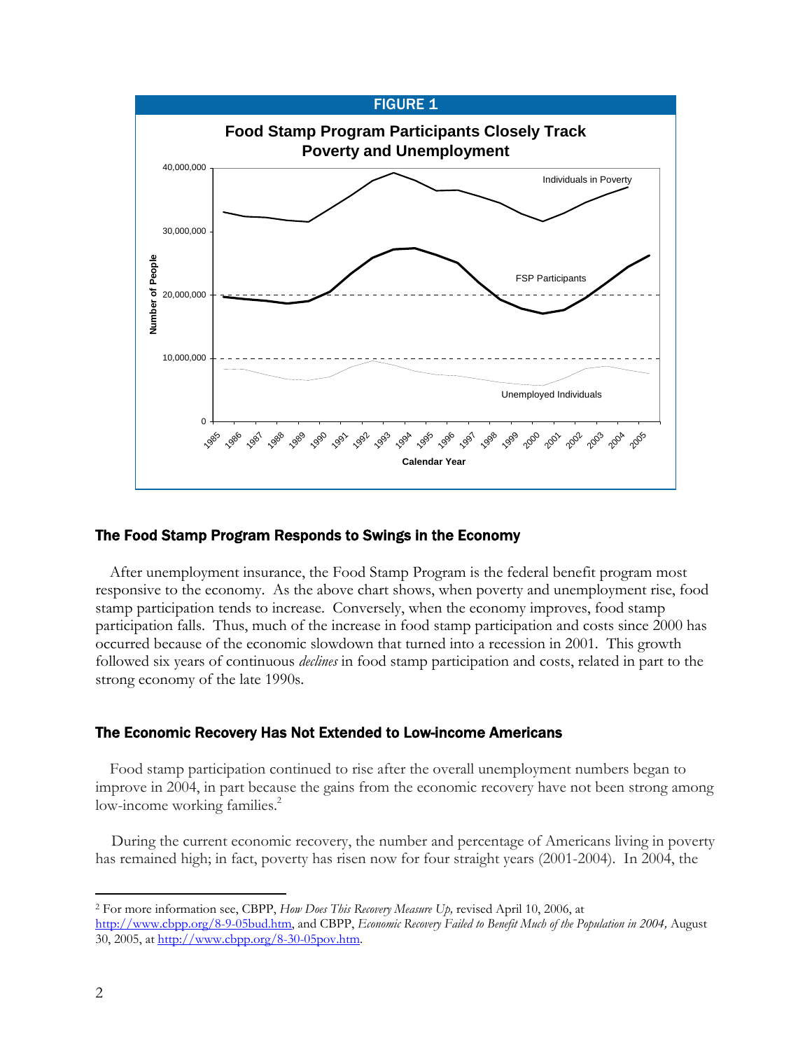FIGURE 1

**Food Stamp Program Participants Closely Track Poverty and Unemployment**

## The Food Stamp Program Responds to Swings in the Economy

After unemployment insurance, the Food Stamp Program is the federal benefit program most responsive to the economy. As the above chart shows, when poverty and unemployment rise, food stamp participation tends to increase. Conversely, when the economy improves, food stamp participation falls. Thus, much of the increase in food stamp participation and costs since 2000 has occurred because of the economic slowdown that turned into a recession in 2001. This growth followed six years of continuous *declines* in food stamp participation and costs, related in part to the strong economy of the late 1990s.

## The Economic Recovery Has Not Extended to Low-income Americans

Food stamp participation continued to rise after the overall unemployment numbers began to improve in 2004, in part because the gains from the economic recovery have not been strong among low-income working families.[2]

During the current economic recovery, the number and percentage of Americans living in poverty has remained high; in fact, poverty has risen now for four straight years (2001-2004). In 2004, the

---

[2] For more information see, CBPP, *How Does This Recovery Measure Up,* revised April 10, 2006, at http://www.cbpp.org/8-9-05bud.htm, and CBPP, *Economic Recovery Failed to Benefit Much of the Population in 2004,* August 30, 2005, at http://www.cbpp.org/8-30-05pov.htm.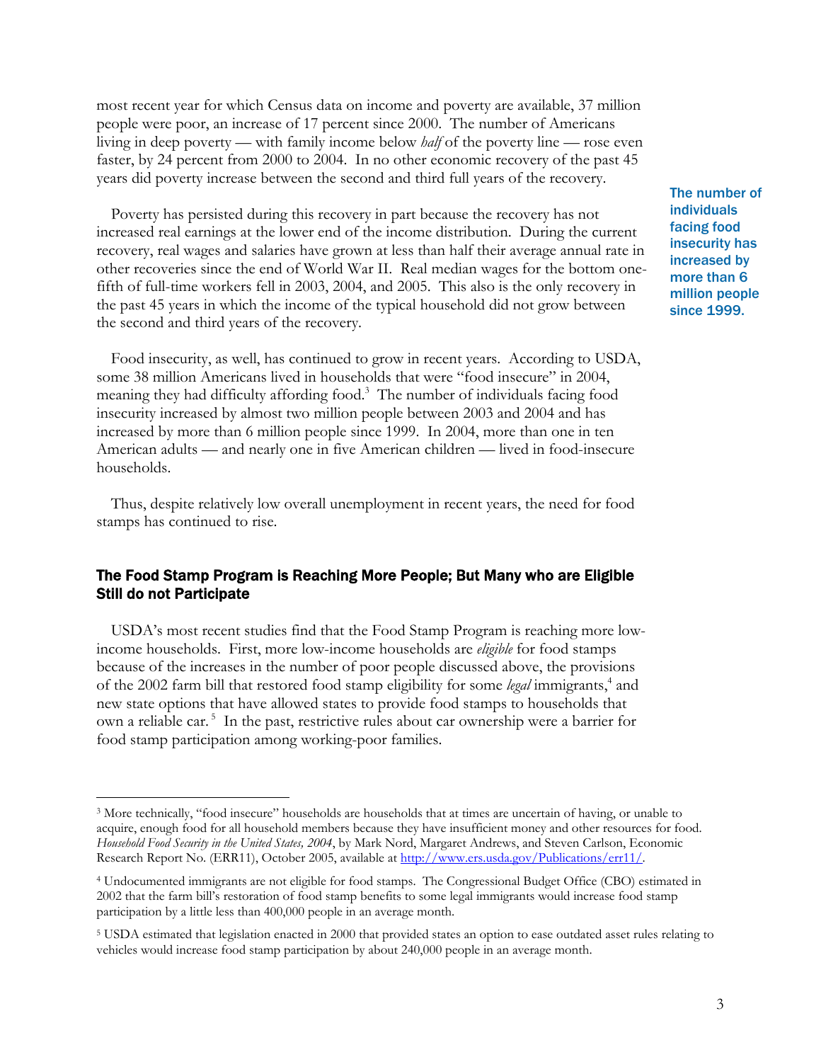most recent year for which Census data on income and poverty are available, 37 million people were poor, an increase of 17 percent since 2000. The number of Americans living in deep poverty — with family income below *half* of the poverty line — rose even faster, by 24 percent from 2000 to 2004. In no other economic recovery of the past 45 years did poverty increase between the second and third full years of the recovery.

Poverty has persisted during this recovery in part because the recovery has not increased real earnings at the lower end of the income distribution. During the current recovery, real wages and salaries have grown at less than half their average annual rate in other recoveries since the end of World War II. Real median wages for the bottom one-fifth of full-time workers fell in 2003, 2004, and 2005. This also is the only recovery in the past 45 years in which the income of the typical household did not grow between the second and third years of the recovery.

**The number of individuals facing food insecurity has increased by more than 6 million people since 1999.**

Food insecurity, as well, has continued to grow in recent years. According to USDA, some 38 million Americans lived in households that were "food insecure" in 2004, meaning they had difficulty affording food.[3] The number of individuals facing food insecurity increased by almost two million people between 2003 and 2004 and has increased by more than 6 million people since 1999. In 2004, more than one in ten American adults — and nearly one in five American children — lived in food-insecure households.

Thus, despite relatively low overall unemployment in recent years, the need for food stamps has continued to rise.

### The Food Stamp Program is Reaching More People; But Many who are Eligible Still do not Participate

USDA's most recent studies find that the Food Stamp Program is reaching more low-income households. First, more low-income households are *eligible* for food stamps because of the increases in the number of poor people discussed above, the provisions of the 2002 farm bill that restored food stamp eligibility for some *legal* immigrants,[4] and new state options that have allowed states to provide food stamps to households that own a reliable car.[5] In the past, restrictive rules about car ownership were a barrier for food stamp participation among working-poor families.

---

[3] More technically, "food insecure" households are households that at times are uncertain of having, or unable to acquire, enough food for all household members because they have insufficient money and other resources for food. *Household Food Security in the United States, 2004*, by Mark Nord, Margaret Andrews, and Steven Carlson, Economic Research Report No. (ERR11), October 2005, available at http://www.ers.usda.gov/Publications/err11/.

[4] Undocumented immigrants are not eligible for food stamps. The Congressional Budget Office (CBO) estimated in 2002 that the farm bill's restoration of food stamp benefits to some legal immigrants would increase food stamp participation by a little less than 400,000 people in an average month.

[5] USDA estimated that legislation enacted in 2000 that provided states an option to ease outdated asset rules relating to vehicles would increase food stamp participation by about 240,000 people in an average month.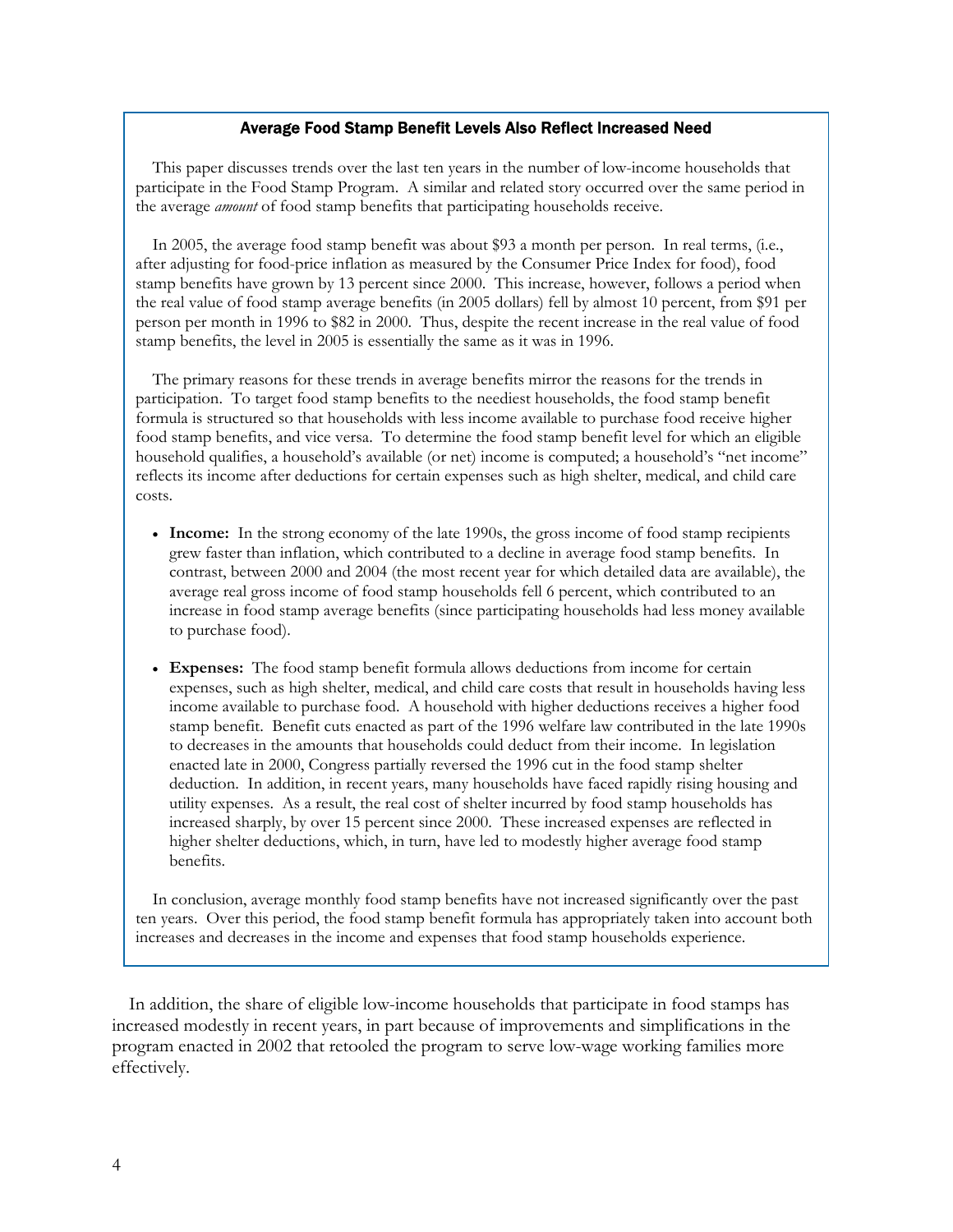### Average Food Stamp Benefit Levels Also Reflect Increased Need

This paper discusses trends over the last ten years in the number of low-income households that participate in the Food Stamp Program. A similar and related story occurred over the same period in the average *amount* of food stamp benefits that participating households receive.

In 2005, the average food stamp benefit was about $93 a month per person. In real terms, (i.e., after adjusting for food-price inflation as measured by the Consumer Price Index for food), food stamp benefits have grown by 13 percent since 2000. This increase, however, follows a period when the real value of food stamp average benefits (in 2005 dollars) fell by almost 10 percent, from $91 per person per month in 1996 to $82 in 2000. Thus, despite the recent increase in the real value of food stamp benefits, the level in 2005 is essentially the same as it was in 1996.

The primary reasons for these trends in average benefits mirror the reasons for the trends in participation. To target food stamp benefits to the neediest households, the food stamp benefit formula is structured so that households with less income available to purchase food receive higher food stamp benefits, and vice versa. To determine the food stamp benefit level for which an eligible household qualifies, a household's available (or net) income is computed; a household's "net income" reflects its income after deductions for certain expenses such as high shelter, medical, and child care costs.

- **Income:** In the strong economy of the late 1990s, the gross income of food stamp recipients grew faster than inflation, which contributed to a decline in average food stamp benefits. In contrast, between 2000 and 2004 (the most recent year for which detailed data are available), the average real gross income of food stamp households fell 6 percent, which contributed to an increase in food stamp average benefits (since participating households had less money available to purchase food).

- **Expenses:** The food stamp benefit formula allows deductions from income for certain expenses, such as high shelter, medical, and child care costs that result in households having less income available to purchase food. A household with higher deductions receives a higher food stamp benefit. Benefit cuts enacted as part of the 1996 welfare law contributed in the late 1990s to decreases in the amounts that households could deduct from their income. In legislation enacted late in 2000, Congress partially reversed the 1996 cut in the food stamp shelter deduction. In addition, in recent years, many households have faced rapidly rising housing and utility expenses. As a result, the real cost of shelter incurred by food stamp households has increased sharply, by over 15 percent since 2000. These increased expenses are reflected in higher shelter deductions, which, in turn, have led to modestly higher average food stamp benefits.

In conclusion, average monthly food stamp benefits have not increased significantly over the past ten years. Over this period, the food stamp benefit formula has appropriately taken into account both increases and decreases in the income and expenses that food stamp households experience.

In addition, the share of eligible low-income households that participate in food stamps has increased modestly in recent years, in part because of improvements and simplifications in the program enacted in 2002 that retooled the program to serve low-wage working families more effectively.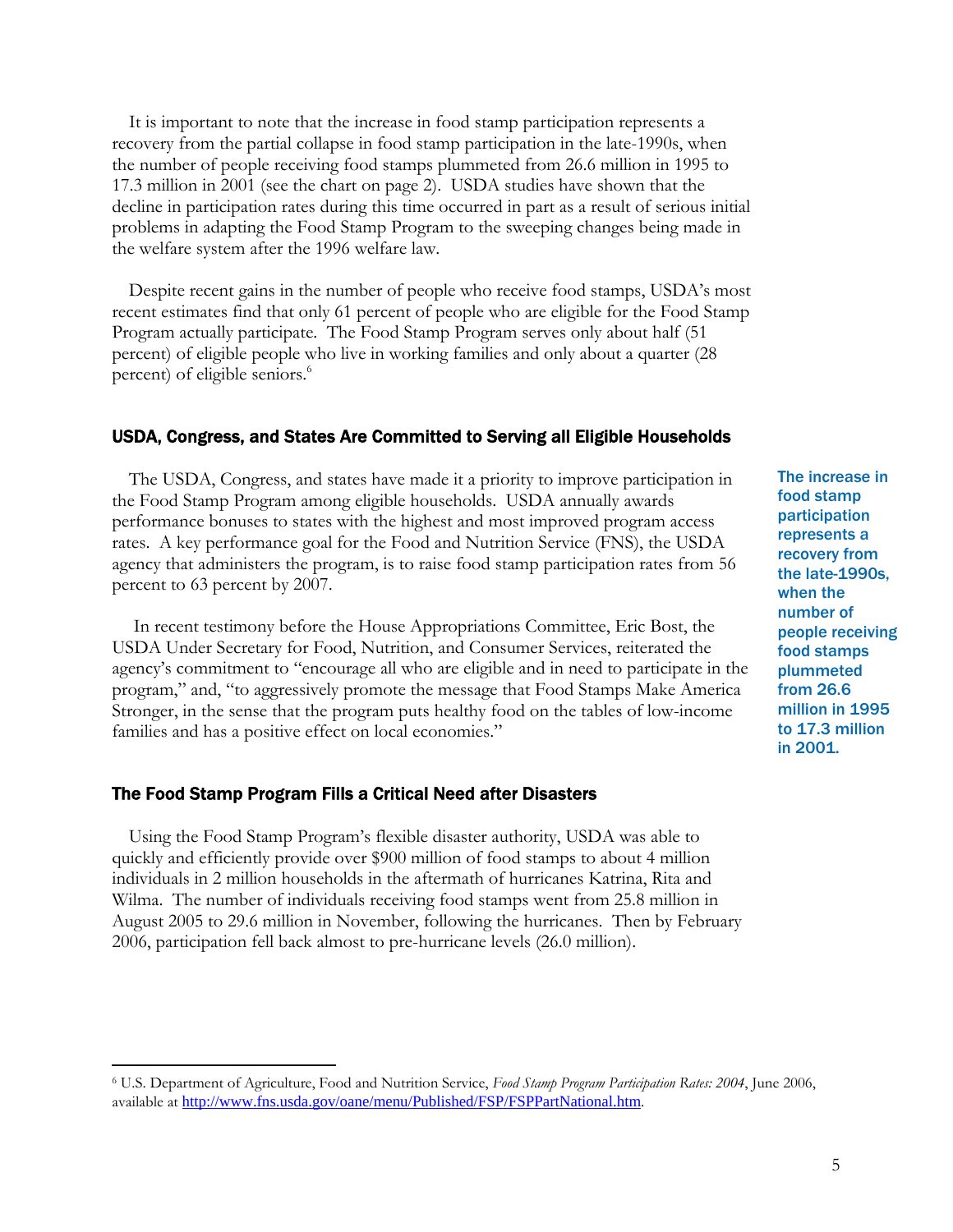It is important to note that the increase in food stamp participation represents a recovery from the partial collapse in food stamp participation in the late-1990s, when the number of people receiving food stamps plummeted from 26.6 million in 1995 to 17.3 million in 2001 (see the chart on page 2). USDA studies have shown that the decline in participation rates during this time occurred in part as a result of serious initial problems in adapting the Food Stamp Program to the sweeping changes being made in the welfare system after the 1996 welfare law.

Despite recent gains in the number of people who receive food stamps, USDA's most recent estimates find that only 61 percent of people who are eligible for the Food Stamp Program actually participate. The Food Stamp Program serves only about half (51 percent) of eligible people who live in working families and only about a quarter (28 percent) of eligible seniors.[6]

## USDA, Congress, and States Are Committed to Serving all Eligible Households

The USDA, Congress, and states have made it a priority to improve participation in the Food Stamp Program among eligible households. USDA annually awards performance bonuses to states with the highest and most improved program access rates. A key performance goal for the Food and Nutrition Service (FNS), the USDA agency that administers the program, is to raise food stamp participation rates from 56 percent to 63 percent by 2007.

**The increase in food stamp participation represents a recovery from the late-1990s, when the number of people receiving food stamps plummeted from 26.6 million in 1995 to 17.3 million in 2001.**

In recent testimony before the House Appropriations Committee, Eric Bost, the USDA Under Secretary for Food, Nutrition, and Consumer Services, reiterated the agency's commitment to "encourage all who are eligible and in need to participate in the program," and, "to aggressively promote the message that Food Stamps Make America Stronger, in the sense that the program puts healthy food on the tables of low-income families and has a positive effect on local economies."

## The Food Stamp Program Fills a Critical Need after Disasters

Using the Food Stamp Program's flexible disaster authority, USDA was able to quickly and efficiently provide over $900 million of food stamps to about 4 million individuals in 2 million households in the aftermath of hurricanes Katrina, Rita and Wilma. The number of individuals receiving food stamps went from 25.8 million in August 2005 to 29.6 million in November, following the hurricanes. Then by February 2006, participation fell back almost to pre-hurricane levels (26.0 million).

---

[6] U.S. Department of Agriculture, Food and Nutrition Service, *Food Stamp Program Participation Rates: 2004*, June 2006, available at http://www.fns.usda.gov/oane/menu/Published/FSP/FSPPartNational.htm.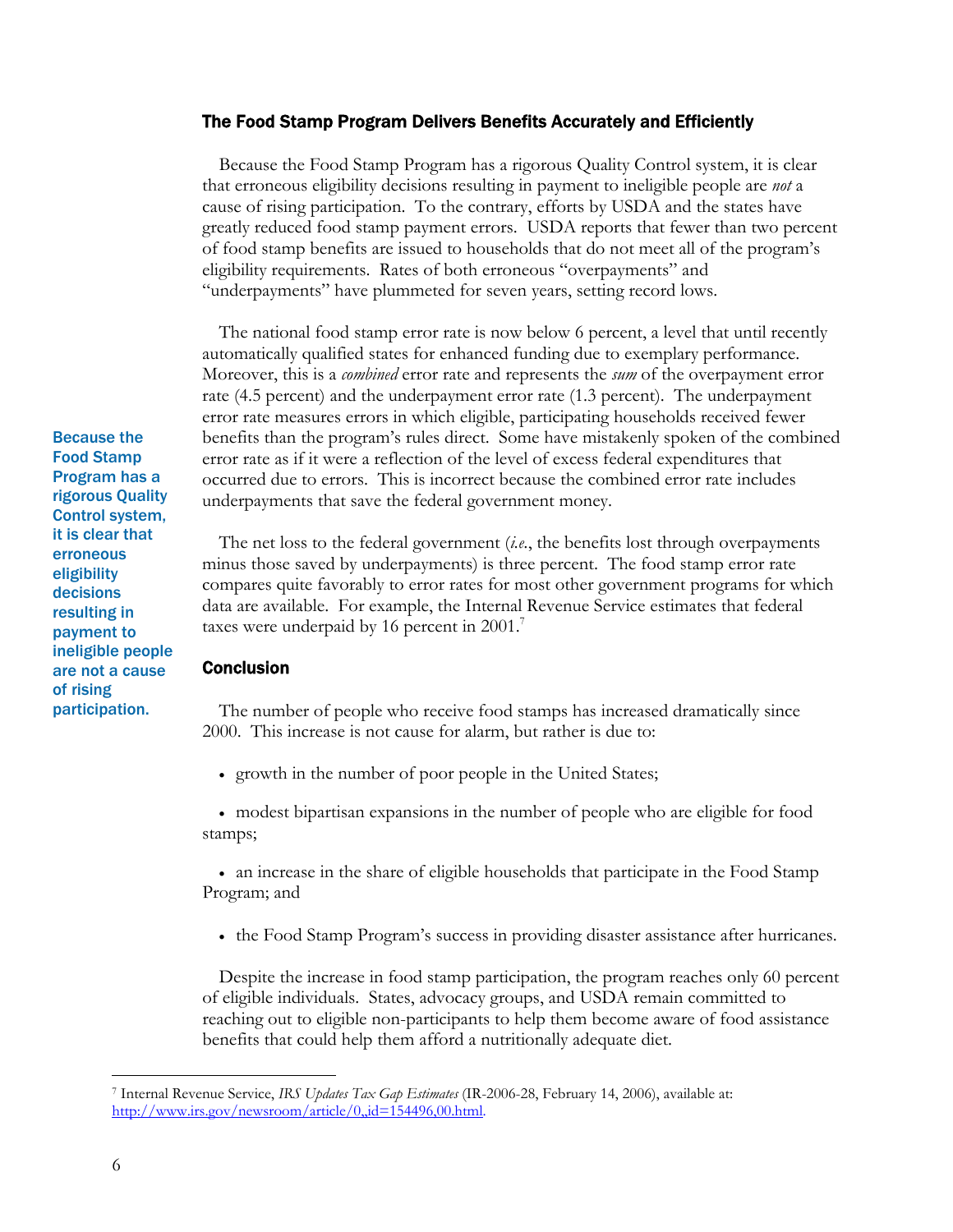## The Food Stamp Program Delivers Benefits Accurately and Efficiently

Because the Food Stamp Program has a rigorous Quality Control system, it is clear that erroneous eligibility decisions resulting in payment to ineligible people are *not* a cause of rising participation. To the contrary, efforts by USDA and the states have greatly reduced food stamp payment errors. USDA reports that fewer than two percent of food stamp benefits are issued to households that do not meet all of the program's eligibility requirements. Rates of both erroneous "overpayments" and "underpayments" have plummeted for seven years, setting record lows.

The national food stamp error rate is now below 6 percent, a level that until recently automatically qualified states for enhanced funding due to exemplary performance. Moreover, this is a *combined* error rate and represents the *sum* of the overpayment error rate (4.5 percent) and the underpayment error rate (1.3 percent). The underpayment error rate measures errors in which eligible, participating households received fewer benefits than the program's rules direct. Some have mistakenly spoken of the combined error rate as if it were a reflection of the level of excess federal expenditures that occurred due to errors. This is incorrect because the combined error rate includes underpayments that save the federal government money.

**Because the Food Stamp Program has a rigorous Quality Control system, it is clear that erroneous eligibility decisions resulting in payment to ineligible people are not a cause of rising participation.**

The net loss to the federal government (*i.e.*, the benefits lost through overpayments minus those saved by underpayments) is three percent. The food stamp error rate compares quite favorably to error rates for most other government programs for which data are available. For example, the Internal Revenue Service estimates that federal taxes were underpaid by 16 percent in 2001.[7]

## Conclusion

The number of people who receive food stamps has increased dramatically since 2000. This increase is not cause for alarm, but rather is due to:

- growth in the number of poor people in the United States;
- modest bipartisan expansions in the number of people who are eligible for food stamps;
- an increase in the share of eligible households that participate in the Food Stamp Program; and
- the Food Stamp Program's success in providing disaster assistance after hurricanes.

Despite the increase in food stamp participation, the program reaches only 60 percent of eligible individuals. States, advocacy groups, and USDA remain committed to reaching out to eligible non-participants to help them become aware of food assistance benefits that could help them afford a nutritionally adequate diet.

---

[7] Internal Revenue Service, *IRS Updates Tax Gap Estimates* (IR-2006-28, February 14, 2006), available at: http://www.irs.gov/newsroom/article/0,,id=154496,00.html.